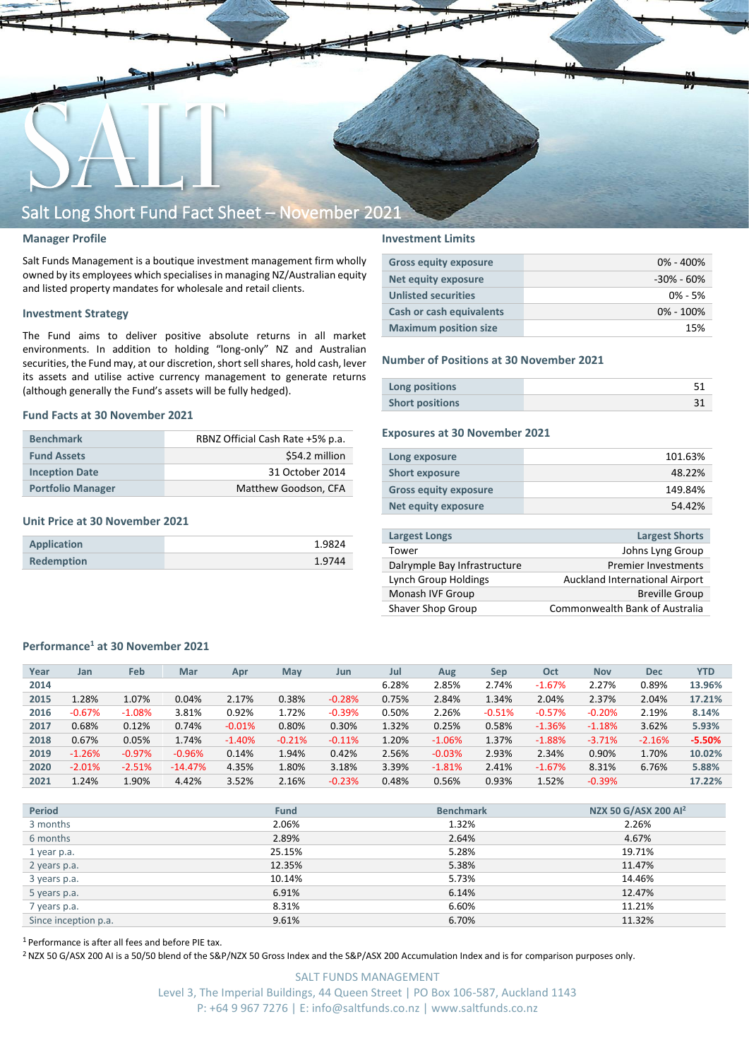# Salt Long Short Fund Fact Sheet – November 2021

## Manager Profile

Salt Funds Management is a boutique investment management firm wholly owned by its employees which specialises in managing NZ/Australian equity and listed property mandates for wholesale and retail clients.

## Investment Strategy

The Fund aims to deliver positive absolute returns in all market environments. In addition to holding "long-only" NZ and Australian securities, the Fund may, at our discretion, short sell shares, hold cash, lever its assets and utilise active currency management to generate returns (although generally the Fund's assets will be fully hedged).

## Fund Facts at 30 November 2021

| | |
|---|---|
| Benchmark | RBNZ Official Cash Rate +5% p.a. |
| Fund Assets | $54.2 million |
| Inception Date | 31 October 2014 |
| Portfolio Manager | Matthew Goodson, CFA |

## Unit Price at 30 November 2021

| | |
|---|---|
| Application | 1.9824 |
| Redemption | 1.9744 |

## Investment Limits

| | |
|---|---|
| Gross equity exposure | 0% - 400% |
| Net equity exposure | -30% - 60% |
| Unlisted securities | 0% - 5% |
| Cash or cash equivalents | 0% - 100% |
| Maximum position size | 15% |

## Number of Positions at 30 November 2021

| | |
|---|---|
| Long positions | 51 |
| Short positions | 31 |

## Exposures at 30 November 2021

| | |
|---|---|
| Long exposure | 101.63% |
| Short exposure | 48.22% |
| Gross equity exposure | 149.84% |
| Net equity exposure | 54.42% |

| Largest Longs | Largest Shorts |
|---|---|
| Tower | Johns Lyng Group |
| Dalrymple Bay Infrastructure | Premier Investments |
| Lynch Group Holdings | Auckland International Airport |
| Monash IVF Group | Breville Group |
| Shaver Shop Group | Commonwealth Bank of Australia |

## Performance[1] at 30 November 2021

| Year | Jan | Feb | Mar | Apr | May | Jun | Jul | Aug | Sep | Oct | Nov | Dec | YTD |
|---|---|---|---|---|---|---|---|---|---|---|---|---|---|
| 2014 | | | | | | | 6.28% | 2.85% | 2.74% | -1.67% | 2.27% | 0.89% | 13.96% |
| 2015 | 1.28% | 1.07% | 0.04% | 2.17% | 0.38% | -0.28% | 0.75% | 2.84% | 1.34% | 2.04% | 2.37% | 2.04% | 17.21% |
| 2016 | -0.67% | -1.08% | 3.81% | 0.92% | 1.72% | -0.39% | 0.50% | 2.26% | -0.51% | -0.57% | -0.20% | 2.19% | 8.14% |
| 2017 | 0.68% | 0.12% | 0.74% | -0.01% | 0.80% | 0.30% | 1.32% | 0.25% | 0.58% | -1.36% | -1.18% | 3.62% | 5.93% |
| 2018 | 0.67% | 0.05% | 1.74% | -1.40% | -0.21% | -0.11% | 1.20% | -1.06% | 1.37% | -1.88% | -3.71% | -2.16% | -5.50% |
| 2019 | -1.26% | -0.97% | -0.96% | 0.14% | 1.94% | 0.42% | 2.56% | -0.03% | 2.93% | 2.34% | 0.90% | 1.70% | 10.02% |
| 2020 | -2.01% | -2.51% | -14.47% | 4.35% | 1.80% | 3.18% | 3.39% | -1.81% | 2.41% | -1.67% | 8.31% | 6.76% | 5.88% |
| 2021 | 1.24% | 1.90% | 4.42% | 3.52% | 2.16% | -0.23% | 0.48% | 0.56% | 0.93% | 1.52% | -0.39% | | 17.22% |

| Period | Fund | Benchmark | NZX 50 G/ASX 200 AI[2] |
|---|---|---|---|
| 3 months | 2.06% | 1.32% | 2.26% |
| 6 months | 2.89% | 2.64% | 4.67% |
| 1 year p.a. | 25.15% | 5.28% | 19.71% |
| 2 years p.a. | 12.35% | 5.38% | 11.47% |
| 3 years p.a. | 10.14% | 5.73% | 14.46% |
| 5 years p.a. | 6.91% | 6.14% | 12.47% |
| 7 years p.a. | 8.31% | 6.60% | 11.21% |
| Since inception p.a. | 9.61% | 6.70% | 11.32% |

[1] Performance is after all fees and before PIE tax.

[2] NZX 50 G/ASX 200 AI is a 50/50 blend of the S&P/NZX 50 Gross Index and the S&P/ASX 200 Accumulation Index and is for comparison purposes only.

SALT FUNDS MANAGEMENT
Level 3, The Imperial Buildings, 44 Queen Street | PO Box 106-587, Auckland 1143
P: +64 9 967 7276 | E: info@saltfunds.co.nz | www.saltfunds.co.nz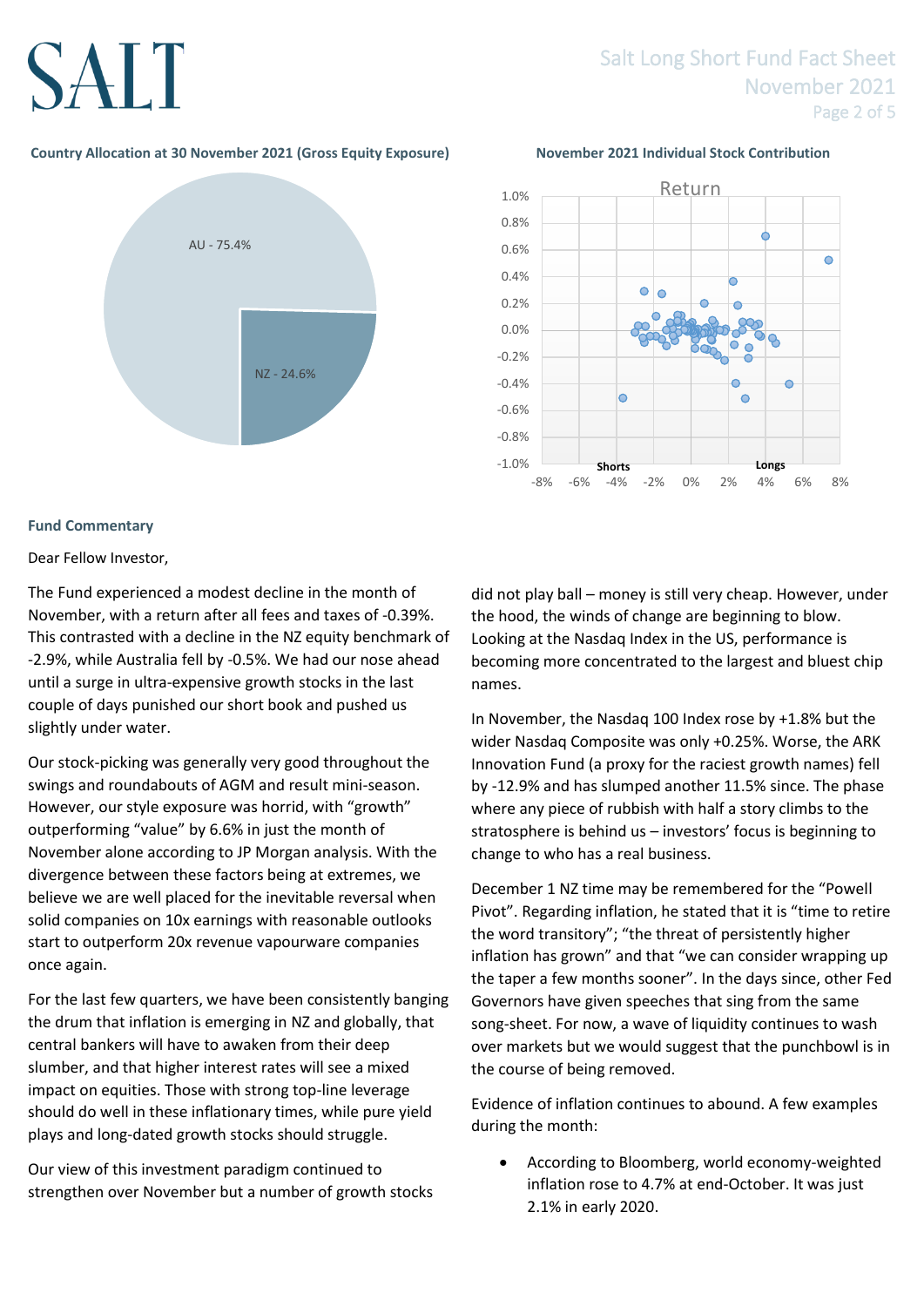**Country Allocation at 30 November 2021 (Gross Equity Exposure)**

AU - 75.4%

NZ - 24.6%

**November 2021 Individual Stock Contribution**

## Fund Commentary

Dear Fellow Investor,

The Fund experienced a modest decline in the month of November, with a return after all fees and taxes of -0.39%. This contrasted with a decline in the NZ equity benchmark of -2.9%, while Australia fell by -0.5%. We had our nose ahead until a surge in ultra-expensive growth stocks in the last couple of days punished our short book and pushed us slightly under water.

Our stock-picking was generally very good throughout the swings and roundabouts of AGM and result mini-season. However, our style exposure was horrid, with "growth" outperforming "value" by 6.6% in just the month of November alone according to JP Morgan analysis. With the divergence between these factors being at extremes, we believe we are well placed for the inevitable reversal when solid companies on 10x earnings with reasonable outlooks start to outperform 20x revenue vapourware companies once again.

For the last few quarters, we have been consistently banging the drum that inflation is emerging in NZ and globally, that central bankers will have to awaken from their deep slumber, and that higher interest rates will see a mixed impact on equities. Those with strong top-line leverage should do well in these inflationary times, while pure yield plays and long-dated growth stocks should struggle.

Our view of this investment paradigm continued to strengthen over November but a number of growth stocks did not play ball – money is still very cheap. However, under the hood, the winds of change are beginning to blow. Looking at the Nasdaq Index in the US, performance is becoming more concentrated to the largest and bluest chip names.

In November, the Nasdaq 100 Index rose by +1.8% but the wider Nasdaq Composite was only +0.25%. Worse, the ARK Innovation Fund (a proxy for the raciest growth names) fell by -12.9% and has slumped another 11.5% since. The phase where any piece of rubbish with half a story climbs to the stratosphere is behind us – investors' focus is beginning to change to who has a real business.

December 1 NZ time may be remembered for the "Powell Pivot". Regarding inflation, he stated that it is "time to retire the word transitory"; "the threat of persistently higher inflation has grown" and that "we can consider wrapping up the taper a few months sooner". In the days since, other Fed Governors have given speeches that sing from the same song-sheet. For now, a wave of liquidity continues to wash over markets but we would suggest that the punchbowl is in the course of being removed.

Evidence of inflation continues to abound. A few examples during the month:

- According to Bloomberg, world economy-weighted inflation rose to 4.7% at end-October. It was just 2.1% in early 2020.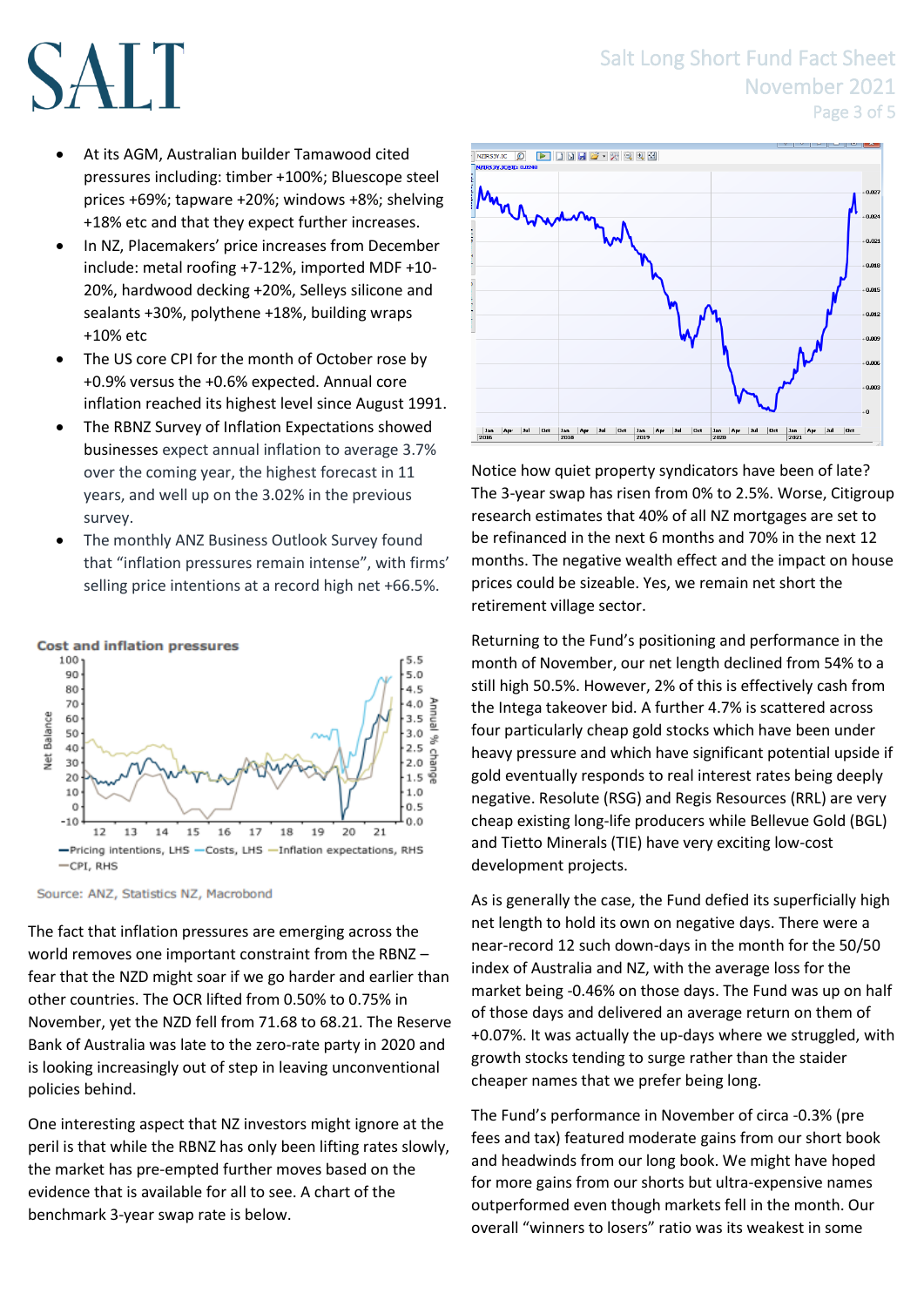- At its AGM, Australian builder Tamawood cited pressures including: timber +100%; Bluescope steel prices +69%; tapware +20%; windows +8%; shelving +18% etc and that they expect further increases.
- In NZ, Placemakers' price increases from December include: metal roofing +7-12%, imported MDF +10-20%, hardwood decking +20%, Selleys silicone and sealants +30%, polythene +18%, building wraps +10% etc
- The US core CPI for the month of October rose by +0.9% versus the +0.6% expected. Annual core inflation reached its highest level since August 1991.
- The RBNZ Survey of Inflation Expectations showed businesses expect annual inflation to average 3.7% over the coming year, the highest forecast in 11 years, and well up on the 3.02% in the previous survey.
- The monthly ANZ Business Outlook Survey found that "inflation pressures remain intense", with firms' selling price intentions at a record high net +66.5%.

**Cost and inflation pressures**

—Pricing intentions, LHS —Costs, LHS —Inflation expectations, RHS —CPI, RHS

Source: ANZ, Statistics NZ, Macrobond

The fact that inflation pressures are emerging across the world removes one important constraint from the RBNZ – fear that the NZD might soar if we go harder and earlier than other countries. The OCR lifted from 0.50% to 0.75% in November, yet the NZD fell from 71.68 to 68.21. The Reserve Bank of Australia was late to the zero-rate party in 2020 and is looking increasingly out of step in leaving unconventional policies behind.

One interesting aspect that NZ investors might ignore at the peril is that while the RBNZ has only been lifting rates slowly, the market has pre-empted further moves based on the evidence that is available for all to see. A chart of the benchmark 3-year swap rate is below.

Notice how quiet property syndicators have been of late? The 3-year swap has risen from 0% to 2.5%. Worse, Citigroup research estimates that 40% of all NZ mortgages are set to be refinanced in the next 6 months and 70% in the next 12 months. The negative wealth effect and the impact on house prices could be sizeable. Yes, we remain net short the retirement village sector.

Returning to the Fund's positioning and performance in the month of November, our net length declined from 54% to a still high 50.5%. However, 2% of this is effectively cash from the Intega takeover bid. A further 4.7% is scattered across four particularly cheap gold stocks which have been under heavy pressure and which have significant potential upside if gold eventually responds to real interest rates being deeply negative. Resolute (RSG) and Regis Resources (RRL) are very cheap existing long-life producers while Bellevue Gold (BGL) and Tietto Minerals (TIE) have very exciting low-cost development projects.

As is generally the case, the Fund defied its superficially high net length to hold its own on negative days. There were a near-record 12 such down-days in the month for the 50/50 index of Australia and NZ, with the average loss for the market being -0.46% on those days. The Fund was up on half of those days and delivered an average return on them of +0.07%. It was actually the up-days where we struggled, with growth stocks tending to surge rather than the staider cheaper names that we prefer being long.

The Fund's performance in November of circa -0.3% (pre fees and tax) featured moderate gains from our short book and headwinds from our long book. We might have hoped for more gains from our shorts but ultra-expensive names outperformed even though markets fell in the month. Our overall "winners to losers" ratio was its weakest in some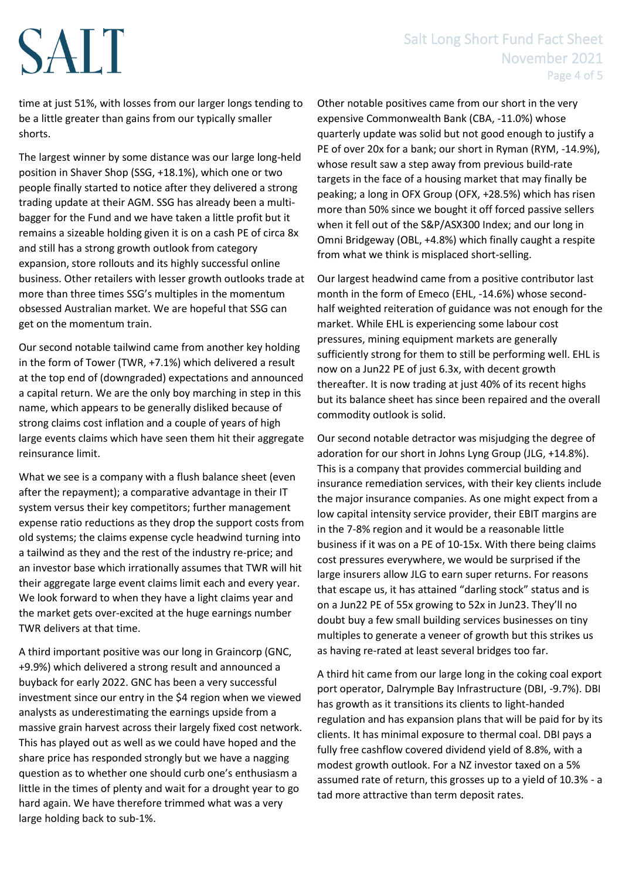time at just 51%, with losses from our larger longs tending to be a little greater than gains from our typically smaller shorts.

The largest winner by some distance was our large long-held position in Shaver Shop (SSG, +18.1%), which one or two people finally started to notice after they delivered a strong trading update at their AGM. SSG has already been a multi-bagger for the Fund and we have taken a little profit but it remains a sizeable holding given it is on a cash PE of circa 8x and still has a strong growth outlook from category expansion, store rollouts and its highly successful online business. Other retailers with lesser growth outlooks trade at more than three times SSG's multiples in the momentum obsessed Australian market. We are hopeful that SSG can get on the momentum train.

Our second notable tailwind came from another key holding in the form of Tower (TWR, +7.1%) which delivered a result at the top end of (downgraded) expectations and announced a capital return. We are the only boy marching in step in this name, which appears to be generally disliked because of strong claims cost inflation and a couple of years of high large events claims which have seen them hit their aggregate reinsurance limit.

What we see is a company with a flush balance sheet (even after the repayment); a comparative advantage in their IT system versus their key competitors; further management expense ratio reductions as they drop the support costs from old systems; the claims expense cycle headwind turning into a tailwind as they and the rest of the industry re-price; and an investor base which irrationally assumes that TWR will hit their aggregate large event claims limit each and every year. We look forward to when they have a light claims year and the market gets over-excited at the huge earnings number TWR delivers at that time.

A third important positive was our long in Graincorp (GNC, +9.9%) which delivered a strong result and announced a buyback for early 2022. GNC has been a very successful investment since our entry in the $4 region when we viewed analysts as underestimating the earnings upside from a massive grain harvest across their largely fixed cost network. This has played out as well as we could have hoped and the share price has responded strongly but we have a nagging question as to whether one should curb one's enthusiasm a little in the times of plenty and wait for a drought year to go hard again. We have therefore trimmed what was a very large holding back to sub-1%.

Other notable positives came from our short in the very expensive Commonwealth Bank (CBA, -11.0%) whose quarterly update was solid but not good enough to justify a PE of over 20x for a bank; our short in Ryman (RYM, -14.9%), whose result saw a step away from previous build-rate targets in the face of a housing market that may finally be peaking; a long in OFX Group (OFX, +28.5%) which has risen more than 50% since we bought it off forced passive sellers when it fell out of the S&P/ASX300 Index; and our long in Omni Bridgeway (OBL, +4.8%) which finally caught a respite from what we think is misplaced short-selling.

Our largest headwind came from a positive contributor last month in the form of Emeco (EHL, -14.6%) whose second-half weighted reiteration of guidance was not enough for the market. While EHL is experiencing some labour cost pressures, mining equipment markets are generally sufficiently strong for them to still be performing well. EHL is now on a Jun22 PE of just 6.3x, with decent growth thereafter. It is now trading at just 40% of its recent highs but its balance sheet has since been repaired and the overall commodity outlook is solid.

Our second notable detractor was misjudging the degree of adoration for our short in Johns Lyng Group (JLG, +14.8%). This is a company that provides commercial building and insurance remediation services, with their key clients include the major insurance companies. As one might expect from a low capital intensity service provider, their EBIT margins are in the 7-8% region and it would be a reasonable little business if it was on a PE of 10-15x. With there being claims cost pressures everywhere, we would be surprised if the large insurers allow JLG to earn super returns. For reasons that escape us, it has attained "darling stock" status and is on a Jun22 PE of 55x growing to 52x in Jun23. They'll no doubt buy a few small building services businesses on tiny multiples to generate a veneer of growth but this strikes us as having re-rated at least several bridges too far.

A third hit came from our large long in the coking coal export port operator, Dalrymple Bay Infrastructure (DBI, -9.7%). DBI has growth as it transitions its clients to light-handed regulation and has expansion plans that will be paid for by its clients. It has minimal exposure to thermal coal. DBI pays a fully free cashflow covered dividend yield of 8.8%, with a modest growth outlook. For a NZ investor taxed on a 5% assumed rate of return, this grosses up to a yield of 10.3% - a tad more attractive than term deposit rates.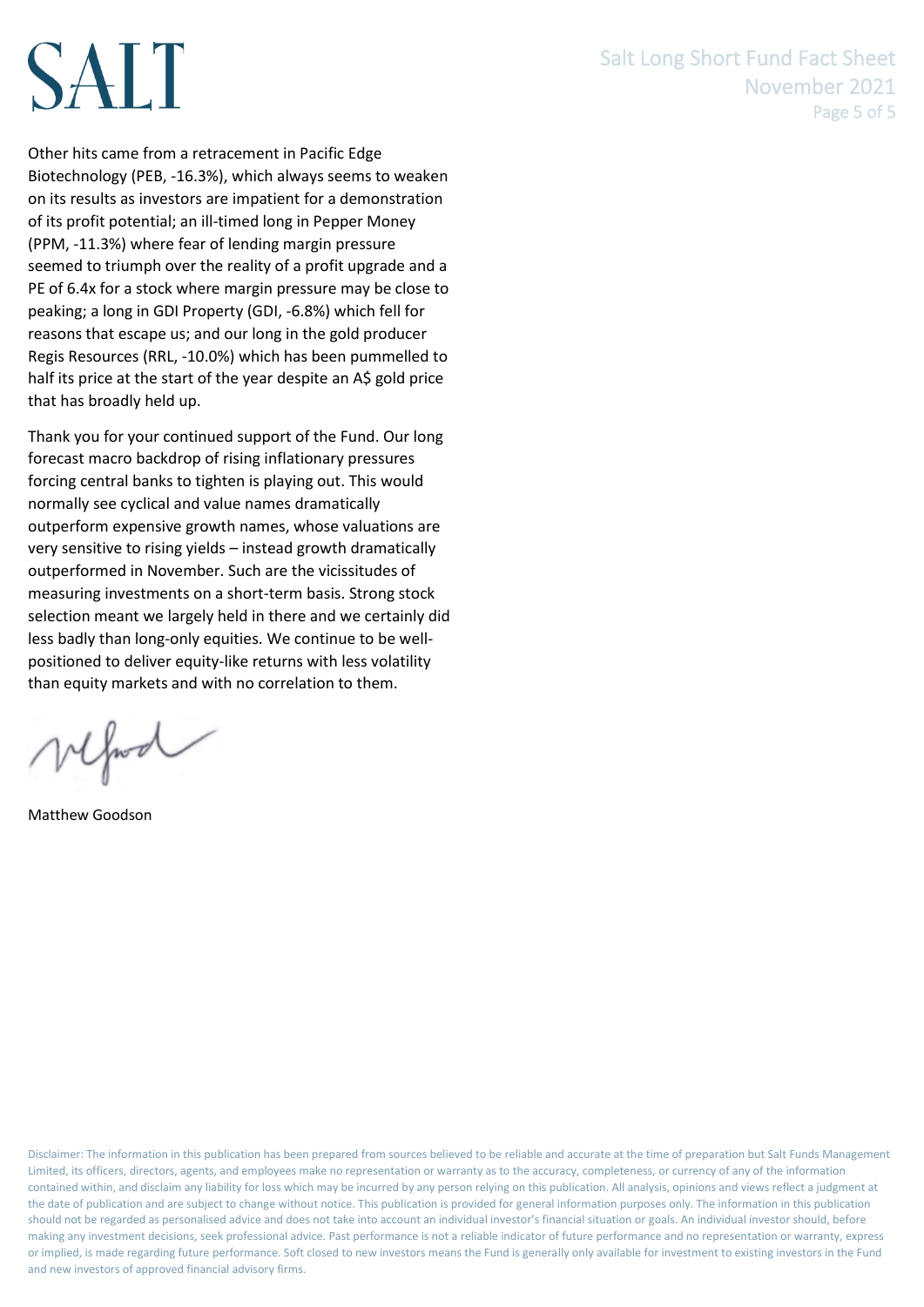Other hits came from a retracement in Pacific Edge Biotechnology (PEB, -16.3%), which always seems to weaken on its results as investors are impatient for a demonstration of its profit potential; an ill-timed long in Pepper Money (PPM, -11.3%) where fear of lending margin pressure seemed to triumph over the reality of a profit upgrade and a PE of 6.4x for a stock where margin pressure may be close to peaking; a long in GDI Property (GDI, -6.8%) which fell for reasons that escape us; and our long in the gold producer Regis Resources (RRL, -10.0%) which has been pummelled to half its price at the start of the year despite an A$ gold price that has broadly held up.

Thank you for your continued support of the Fund. Our long forecast macro backdrop of rising inflationary pressures forcing central banks to tighten is playing out. This would normally see cyclical and value names dramatically outperform expensive growth names, whose valuations are very sensitive to rising yields – instead growth dramatically outperformed in November. Such are the vicissitudes of measuring investments on a short-term basis. Strong stock selection meant we largely held in there and we certainly did less badly than long-only equities. We continue to be well-positioned to deliver equity-like returns with less volatility than equity markets and with no correlation to them.

Matthew Goodson

Disclaimer: The information in this publication has been prepared from sources believed to be reliable and accurate at the time of preparation but Salt Funds Management Limited, its officers, directors, agents, and employees make no representation or warranty as to the accuracy, completeness, or currency of any of the information contained within, and disclaim any liability for loss which may be incurred by any person relying on this publication. All analysis, opinions and views reflect a judgment at the date of publication and are subject to change without notice. This publication is provided for general information purposes only. The information in this publication should not be regarded as personalised advice and does not take into account an individual investor's financial situation or goals. An individual investor should, before making any investment decisions, seek professional advice. Past performance is not a reliable indicator of future performance and no representation or warranty, express or implied, is made regarding future performance. Soft closed to new investors means the Fund is generally only available for investment to existing investors in the Fund and new investors of approved financial advisory firms.